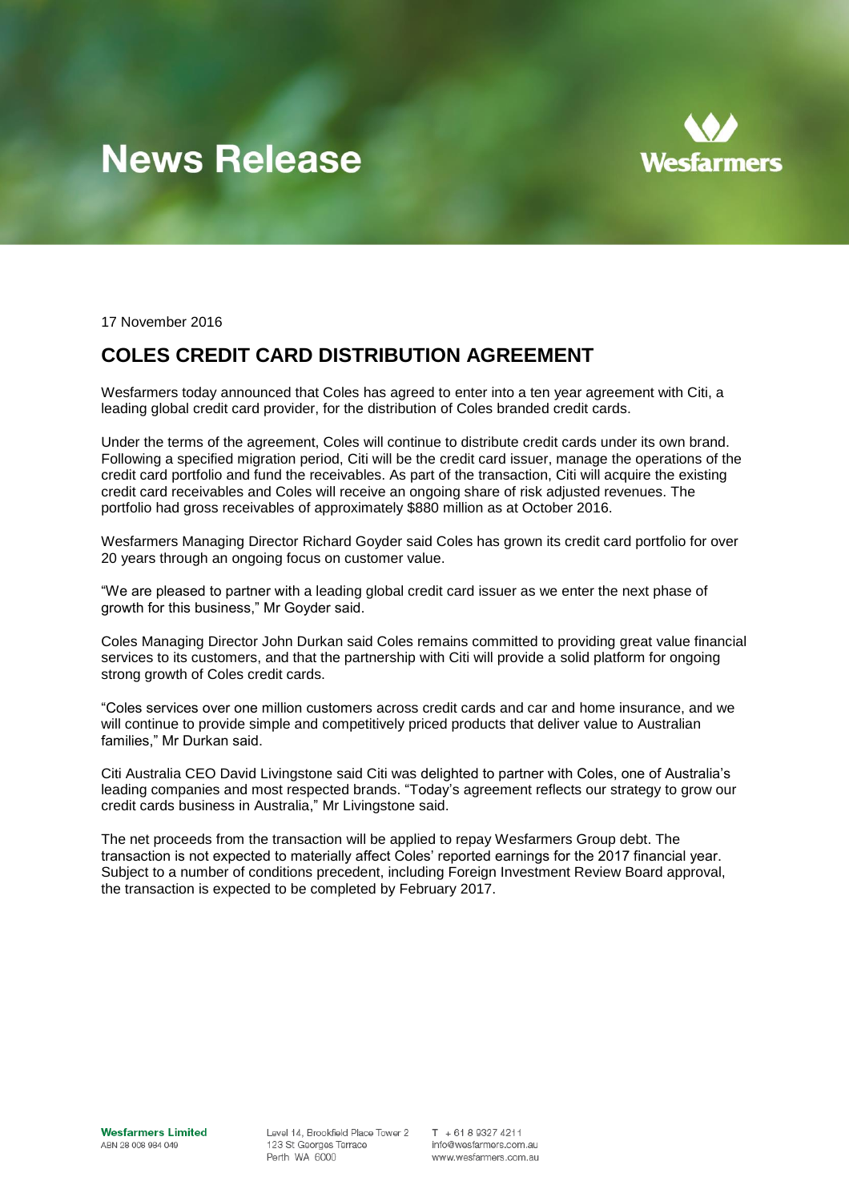# News Release

Wesfarmers

17 November 2016

## COLES CREDIT CARD DISTRIBUTION AGREEMENT

Wesfarmers today announced that Coles has agreed to enter into a ten year agreement with Citi, a leading global credit card provider, for the distribution of Coles branded credit cards.

Under the terms of the agreement, Coles will continue to distribute credit cards under its own brand. Following a specified migration period, Citi will be the credit card issuer, manage the operations of the credit card portfolio and fund the receivables. As part of the transaction, Citi will acquire the existing credit card receivables and Coles will receive an ongoing share of risk adjusted revenues. The portfolio had gross receivables of approximately $880 million as at October 2016.

Wesfarmers Managing Director Richard Goyder said Coles has grown its credit card portfolio for over 20 years through an ongoing focus on customer value.

"We are pleased to partner with a leading global credit card issuer as we enter the next phase of growth for this business," Mr Goyder said.

Coles Managing Director John Durkan said Coles remains committed to providing great value financial services to its customers, and that the partnership with Citi will provide a solid platform for ongoing strong growth of Coles credit cards.

"Coles services over one million customers across credit cards and car and home insurance, and we will continue to provide simple and competitively priced products that deliver value to Australian families," Mr Durkan said.

Citi Australia CEO David Livingstone said Citi was delighted to partner with Coles, one of Australia's leading companies and most respected brands. "Today's agreement reflects our strategy to grow our credit cards business in Australia," Mr Livingstone said.

The net proceeds from the transaction will be applied to repay Wesfarmers Group debt. The transaction is not expected to materially affect Coles' reported earnings for the 2017 financial year. Subject to a number of conditions precedent, including Foreign Investment Review Board approval, the transaction is expected to be completed by February 2017.

**Wesfarmers Limited**
ABN 28 008 984 049

Level 14, Brookfield Place Tower 2
123 St Georges Terrace
Perth WA 6000

T + 61 8 9327 4211
info@wesfarmers.com.au
www.wesfarmers.com.au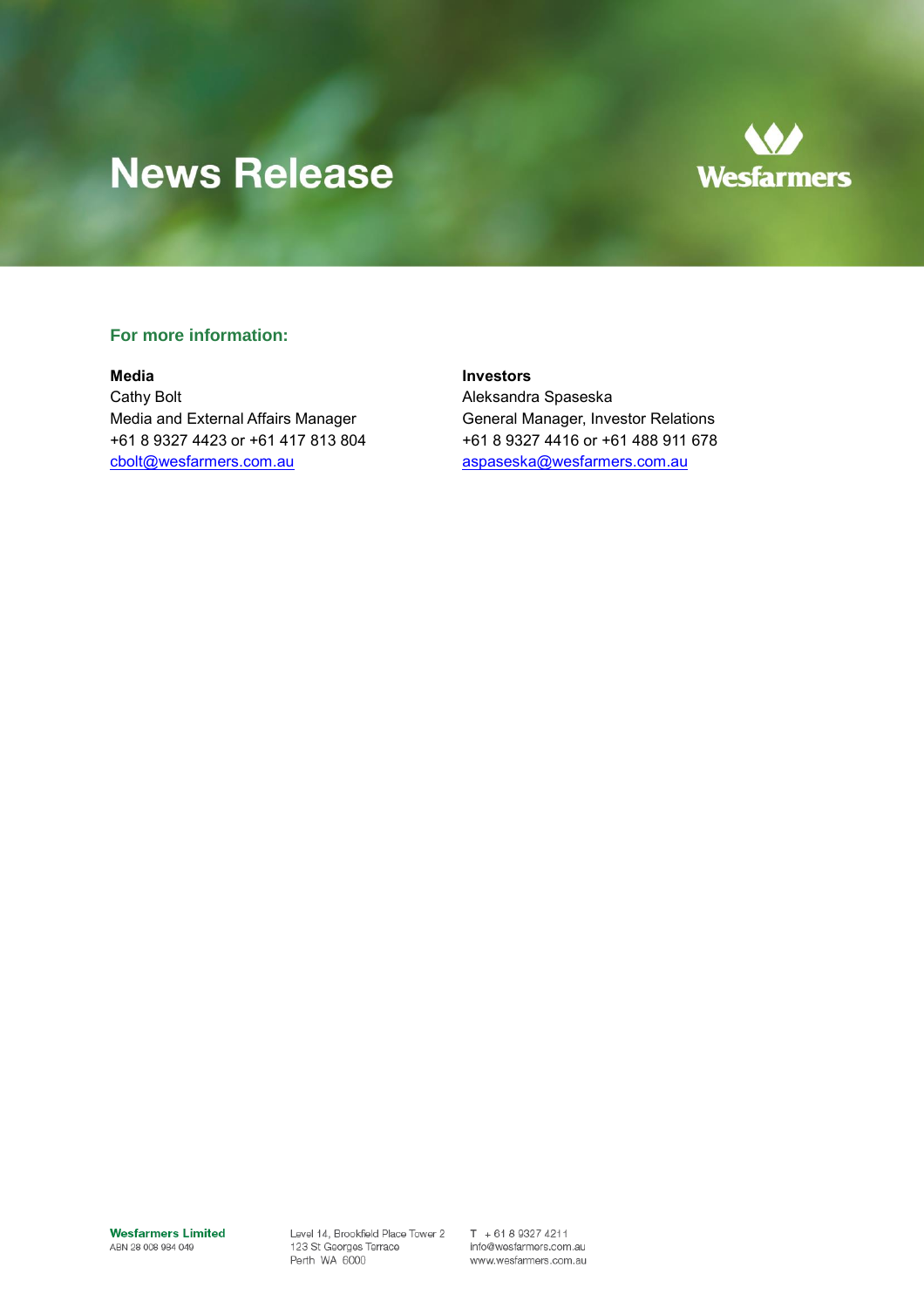# News Release

Wesfarmers

## For more information:

**Media**
Cathy Bolt
Media and External Affairs Manager
+61 8 9327 4423 or +61 417 813 804
cbolt@wesfarmers.com.au

**Investors**
Aleksandra Spaseska
General Manager, Investor Relations
+61 8 9327 4416 or +61 488 911 678
aspaseska@wesfarmers.com.au

**Wesfarmers Limited**
ABN 28 008 984 049

Level 14, Brookfield Place Tower 2
123 St Georges Terrace
Perth WA 6000

T + 61 8 9327 4211
info@wesfarmers.com.au
www.wesfarmers.com.au